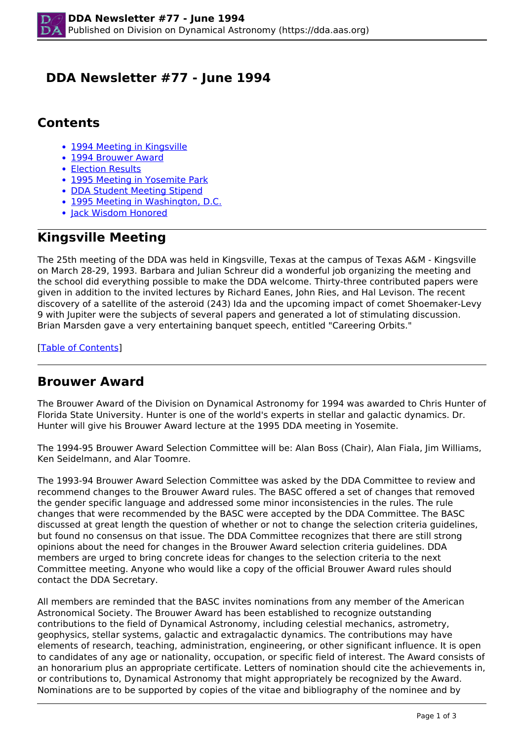# DDA Newsletter #77 - June 1994

## Contents

- [1994 Meeting in Kingsville]
- [1994 Brouwer Award]
- [Election Results]
- [1995 Meeting in Yosemite Park]
- [DDA Student Meeting Stipend]
- [1995 Meeting in Washington, D.C.]
- [Jack Wisdom Honored]

## Kingsville Meeting

The 25th meeting of the DDA was held in Kingsville, Texas at the campus of Texas A&M - Kingsville on March 28-29, 1993. Barbara and Julian Schreur did a wonderful job organizing the meeting and the school did everything possible to make the DDA welcome. Thirty-three contributed papers were given in addition to the invited lectures by Richard Eanes, John Ries, and Hal Levison. The recent discovery of a satellite of the asteroid (243) Ida and the upcoming impact of comet Shoemaker-Levy 9 with Jupiter were the subjects of several papers and generated a lot of stimulating discussion. Brian Marsden gave a very entertaining banquet speech, entitled "Careering Orbits."

[Table of Contents]

## Brouwer Award

The Brouwer Award of the Division on Dynamical Astronomy for 1994 was awarded to Chris Hunter of Florida State University. Hunter is one of the world's experts in stellar and galactic dynamics. Dr. Hunter will give his Brouwer Award lecture at the 1995 DDA meeting in Yosemite.

The 1994-95 Brouwer Award Selection Committee will be: Alan Boss (Chair), Alan Fiala, Jim Williams, Ken Seidelmann, and Alar Toomre.

The 1993-94 Brouwer Award Selection Committee was asked by the DDA Committee to review and recommend changes to the Brouwer Award rules. The BASC offered a set of changes that removed the gender specific language and addressed some minor inconsistencies in the rules. The rule changes that were recommended by the BASC were accepted by the DDA Committee. The BASC discussed at great length the question of whether or not to change the selection criteria guidelines, but found no consensus on that issue. The DDA Committee recognizes that there are still strong opinions about the need for changes in the Brouwer Award selection criteria guidelines. DDA members are urged to bring concrete ideas for changes to the selection criteria to the next Committee meeting. Anyone who would like a copy of the official Brouwer Award rules should contact the DDA Secretary.

All members are reminded that the BASC invites nominations from any member of the American Astronomical Society. The Brouwer Award has been established to recognize outstanding contributions to the field of Dynamical Astronomy, including celestial mechanics, astrometry, geophysics, stellar systems, galactic and extragalactic dynamics. The contributions may have elements of research, teaching, administration, engineering, or other significant influence. It is open to candidates of any age or nationality, occupation, or specific field of interest. The Award consists of an honorarium plus an appropriate certificate. Letters of nomination should cite the achievements in, or contributions to, Dynamical Astronomy that might appropriately be recognized by the Award. Nominations are to be supported by copies of the vitae and bibliography of the nominee and by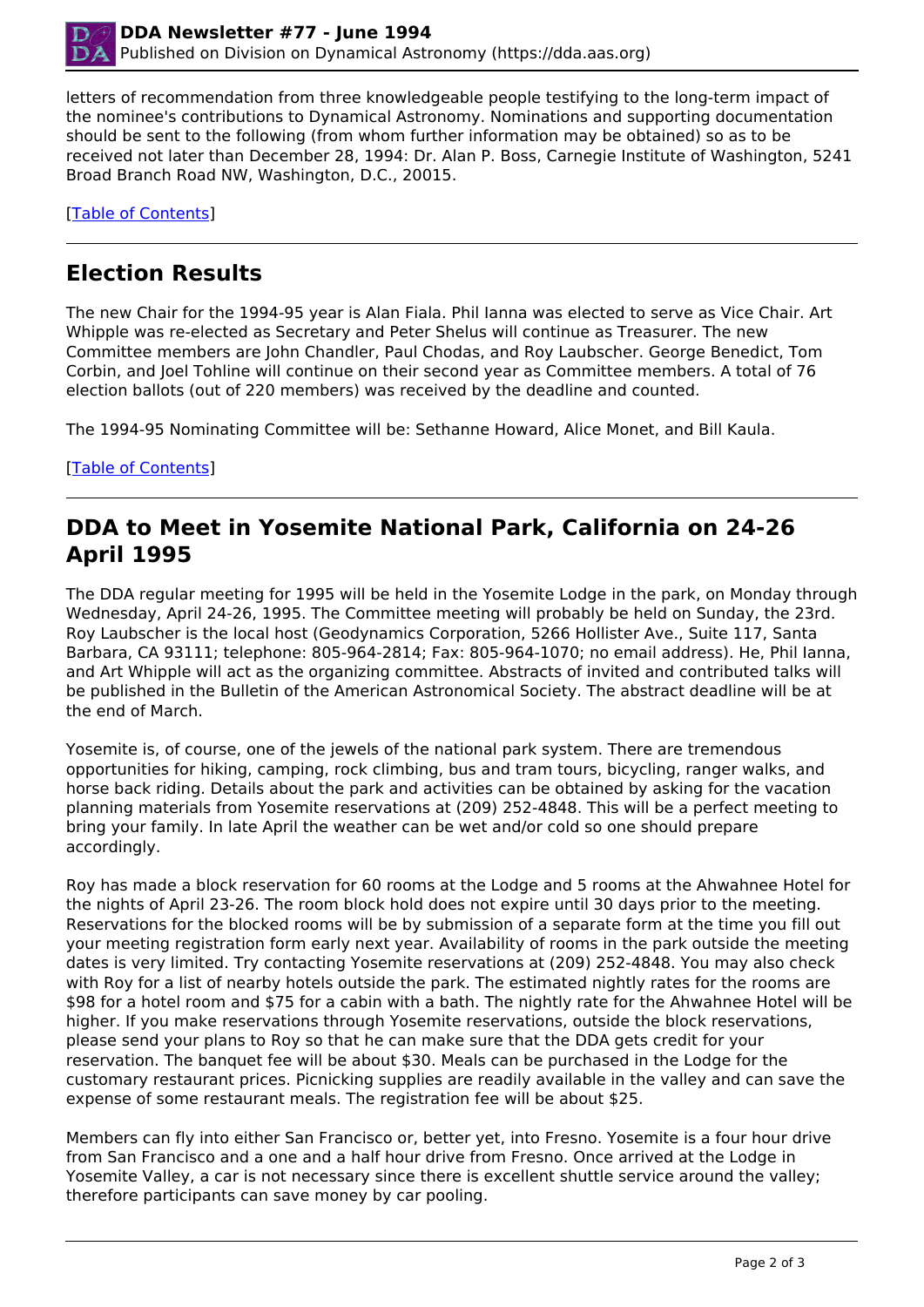letters of recommendation from three knowledgeable people testifying to the long-term impact of the nominee's contributions to Dynamical Astronomy. Nominations and supporting documentation should be sent to the following (from whom further information may be obtained) so as to be received not later than December 28, 1994: Dr. Alan P. Boss, Carnegie Institute of Washington, 5241 Broad Branch Road NW, Washington, D.C., 20015.

[Table of Contents]

## Election Results

The new Chair for the 1994-95 year is Alan Fiala. Phil Ianna was elected to serve as Vice Chair. Art Whipple was re-elected as Secretary and Peter Shelus will continue as Treasurer. The new Committee members are John Chandler, Paul Chodas, and Roy Laubscher. George Benedict, Tom Corbin, and Joel Tohline will continue on their second year as Committee members. A total of 76 election ballots (out of 220 members) was received by the deadline and counted.

The 1994-95 Nominating Committee will be: Sethanne Howard, Alice Monet, and Bill Kaula.

[Table of Contents]

## DDA to Meet in Yosemite National Park, California on 24-26 April 1995

The DDA regular meeting for 1995 will be held in the Yosemite Lodge in the park, on Monday through Wednesday, April 24-26, 1995. The Committee meeting will probably be held on Sunday, the 23rd. Roy Laubscher is the local host (Geodynamics Corporation, 5266 Hollister Ave., Suite 117, Santa Barbara, CA 93111; telephone: 805-964-2814; Fax: 805-964-1070; no email address). He, Phil Ianna, and Art Whipple will act as the organizing committee. Abstracts of invited and contributed talks will be published in the Bulletin of the American Astronomical Society. The abstract deadline will be at the end of March.

Yosemite is, of course, one of the jewels of the national park system. There are tremendous opportunities for hiking, camping, rock climbing, bus and tram tours, bicycling, ranger walks, and horse back riding. Details about the park and activities can be obtained by asking for the vacation planning materials from Yosemite reservations at (209) 252-4848. This will be a perfect meeting to bring your family. In late April the weather can be wet and/or cold so one should prepare accordingly.

Roy has made a block reservation for 60 rooms at the Lodge and 5 rooms at the Ahwahnee Hotel for the nights of April 23-26. The room block hold does not expire until 30 days prior to the meeting. Reservations for the blocked rooms will be by submission of a separate form at the time you fill out your meeting registration form early next year. Availability of rooms in the park outside the meeting dates is very limited. Try contacting Yosemite reservations at (209) 252-4848. You may also check with Roy for a list of nearby hotels outside the park. The estimated nightly rates for the rooms are $98 for a hotel room and $75 for a cabin with a bath. The nightly rate for the Ahwahnee Hotel will be higher. If you make reservations through Yosemite reservations, outside the block reservations, please send your plans to Roy so that he can make sure that the DDA gets credit for your reservation. The banquet fee will be about $30. Meals can be purchased in the Lodge for the customary restaurant prices. Picnicking supplies are readily available in the valley and can save the expense of some restaurant meals. The registration fee will be about $25.

Members can fly into either San Francisco or, better yet, into Fresno. Yosemite is a four hour drive from San Francisco and a one and a half hour drive from Fresno. Once arrived at the Lodge in Yosemite Valley, a car is not necessary since there is excellent shuttle service around the valley; therefore participants can save money by car pooling.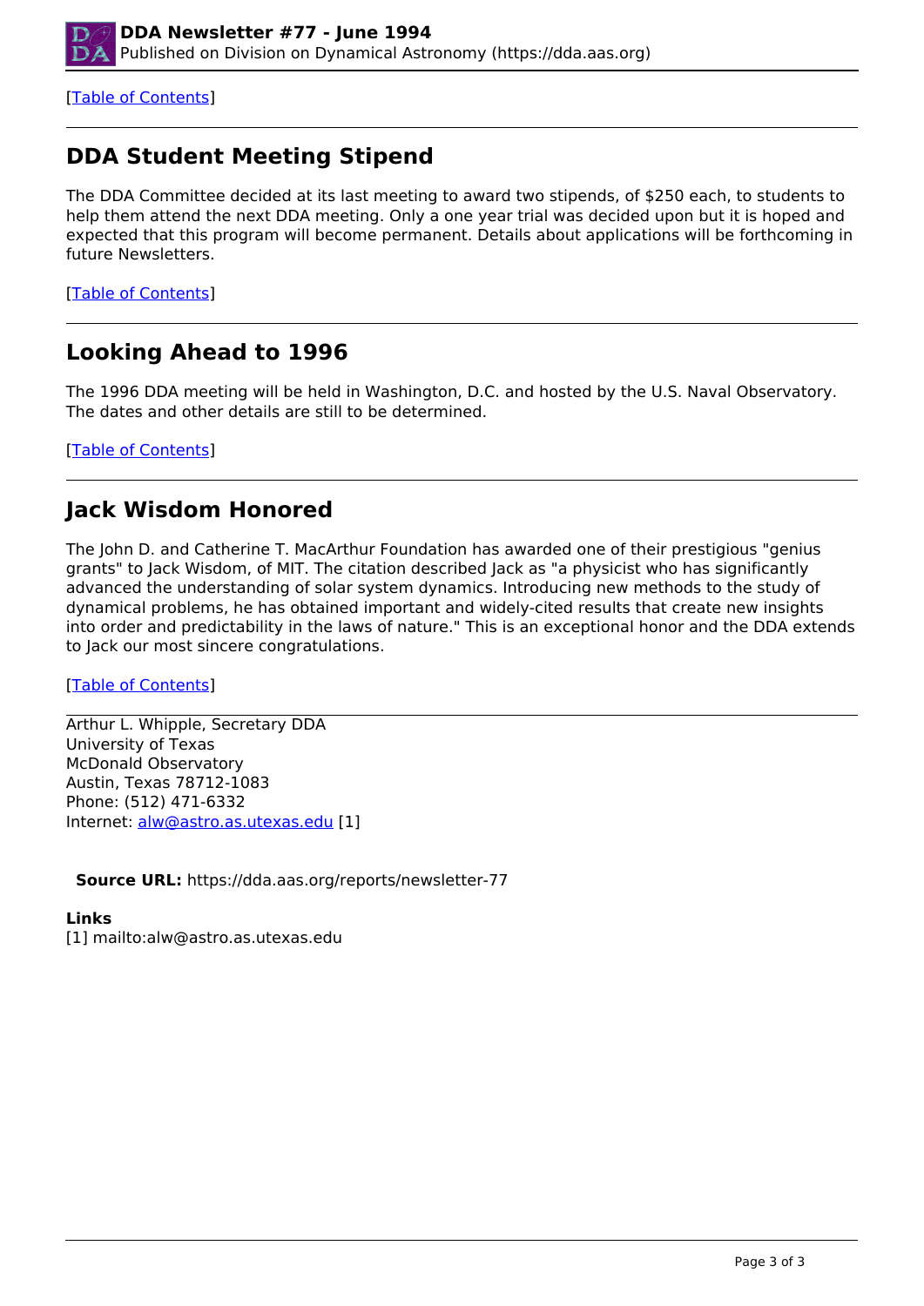[Table of Contents]

---

## DDA Student Meeting Stipend

The DDA Committee decided at its last meeting to award two stipends, of $250 each, to students to help them attend the next DDA meeting. Only a one year trial was decided upon but it is hoped and expected that this program will become permanent. Details about applications will be forthcoming in future Newsletters.

[Table of Contents]

---

## Looking Ahead to 1996

The 1996 DDA meeting will be held in Washington, D.C. and hosted by the U.S. Naval Observatory. The dates and other details are still to be determined.

[Table of Contents]

---

## Jack Wisdom Honored

The John D. and Catherine T. MacArthur Foundation has awarded one of their prestigious "genius grants" to Jack Wisdom, of MIT. The citation described Jack as "a physicist who has significantly advanced the understanding of solar system dynamics. Introducing new methods to the study of dynamical problems, he has obtained important and widely-cited results that create new insights into order and predictability in the laws of nature." This is an exceptional honor and the DDA extends to Jack our most sincere congratulations.

[Table of Contents]

---

Arthur L. Whipple, Secretary DDA
University of Texas
McDonald Observatory
Austin, Texas 78712-1083
Phone: (512) 471-6332
Internet: alw@astro.as.utexas.edu [1]

**Source URL:** https://dda.aas.org/reports/newsletter-77

**Links**
[1] mailto:alw@astro.as.utexas.edu